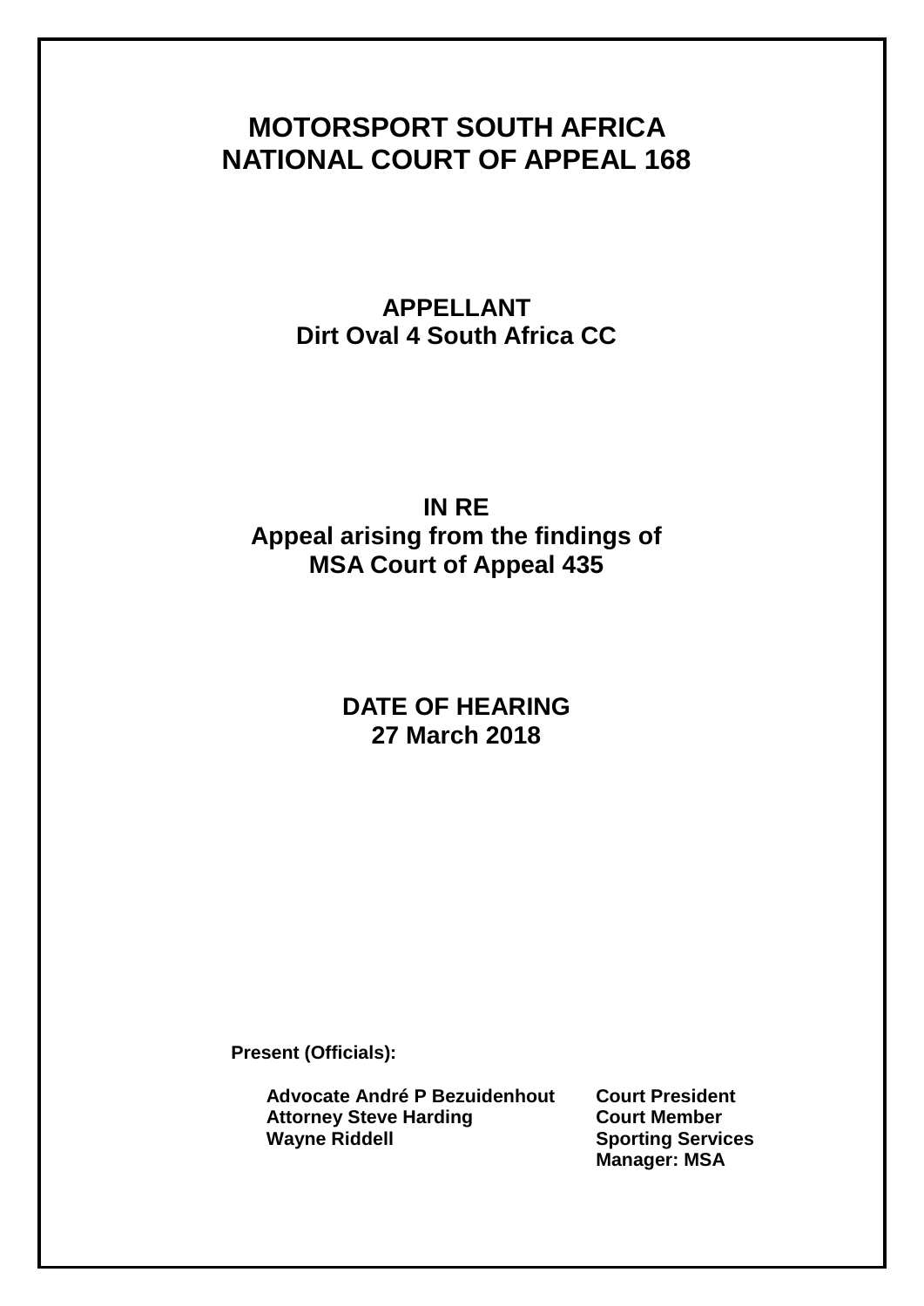# MOTORSPORT SOUTH AFRICA
# NATIONAL COURT OF APPEAL 168

**APPELLANT**
**Dirt Oval 4 South Africa CC**

**IN RE**
**Appeal arising from the findings of MSA Court of Appeal 435**

**DATE OF HEARING**
**27 March 2018**

**Present (Officials):**

| | |
|---|---|
| **Advocate André P Bezuidenhout** | **Court President** |
| **Attorney Steve Harding** | **Court Member** |
| **Wayne Riddell** | **Sporting Services Manager: MSA** |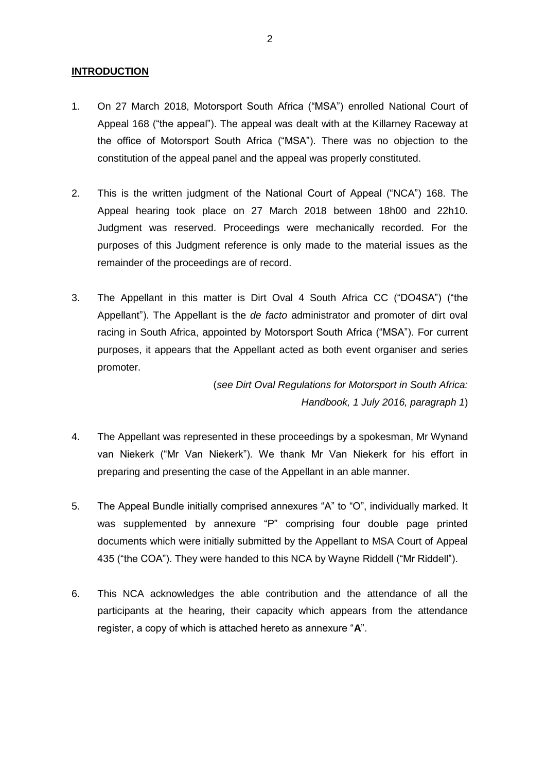**INTRODUCTION**

1. On 27 March 2018, Motorsport South Africa ("MSA") enrolled National Court of Appeal 168 ("the appeal"). The appeal was dealt with at the Killarney Raceway at the office of Motorsport South Africa ("MSA"). There was no objection to the constitution of the appeal panel and the appeal was properly constituted.

2. This is the written judgment of the National Court of Appeal ("NCA") 168. The Appeal hearing took place on 27 March 2018 between 18h00 and 22h10. Judgment was reserved. Proceedings were mechanically recorded. For the purposes of this Judgment reference is only made to the material issues as the remainder of the proceedings are of record.

3. The Appellant in this matter is Dirt Oval 4 South Africa CC ("DO4SA") ("the Appellant"). The Appellant is the *de facto* administrator and promoter of dirt oval racing in South Africa, appointed by Motorsport South Africa ("MSA"). For current purposes, it appears that the Appellant acted as both event organiser and series promoter.

   (*see Dirt Oval Regulations for Motorsport in South Africa: Handbook, 1 July 2016, paragraph 1*)

4. The Appellant was represented in these proceedings by a spokesman, Mr Wynand van Niekerk ("Mr Van Niekerk"). We thank Mr Van Niekerk for his effort in preparing and presenting the case of the Appellant in an able manner.

5. The Appeal Bundle initially comprised annexures "A" to "O", individually marked. It was supplemented by annexure "P" comprising four double page printed documents which were initially submitted by the Appellant to MSA Court of Appeal 435 ("the COA"). They were handed to this NCA by Wayne Riddell ("Mr Riddell").

6. This NCA acknowledges the able contribution and the attendance of all the participants at the hearing, their capacity which appears from the attendance register, a copy of which is attached hereto as annexure "**A**".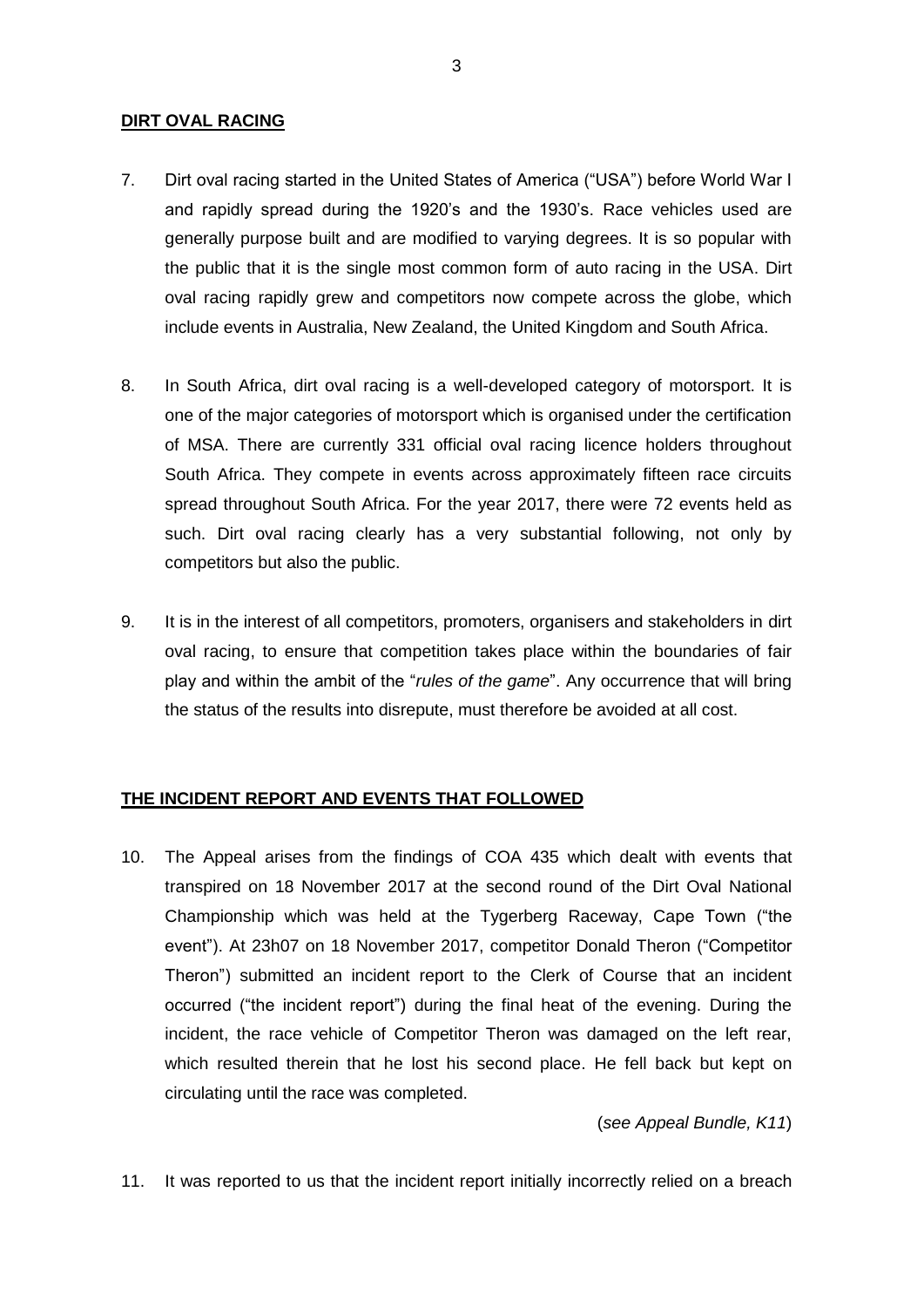**DIRT OVAL RACING**

7. Dirt oval racing started in the United States of America ("USA") before World War I and rapidly spread during the 1920's and the 1930's. Race vehicles used are generally purpose built and are modified to varying degrees. It is so popular with the public that it is the single most common form of auto racing in the USA. Dirt oval racing rapidly grew and competitors now compete across the globe, which include events in Australia, New Zealand, the United Kingdom and South Africa.

8. In South Africa, dirt oval racing is a well-developed category of motorsport. It is one of the major categories of motorsport which is organised under the certification of MSA. There are currently 331 official oval racing licence holders throughout South Africa. They compete in events across approximately fifteen race circuits spread throughout South Africa. For the year 2017, there were 72 events held as such. Dirt oval racing clearly has a very substantial following, not only by competitors but also the public.

9. It is in the interest of all competitors, promoters, organisers and stakeholders in dirt oval racing, to ensure that competition takes place within the boundaries of fair play and within the ambit of the "*rules of the game*". Any occurrence that will bring the status of the results into disrepute, must therefore be avoided at all cost.

**THE INCIDENT REPORT AND EVENTS THAT FOLLOWED**

10. The Appeal arises from the findings of COA 435 which dealt with events that transpired on 18 November 2017 at the second round of the Dirt Oval National Championship which was held at the Tygerberg Raceway, Cape Town ("the event"). At 23h07 on 18 November 2017, competitor Donald Theron ("Competitor Theron") submitted an incident report to the Clerk of Course that an incident occurred ("the incident report") during the final heat of the evening. During the incident, the race vehicle of Competitor Theron was damaged on the left rear, which resulted therein that he lost his second place. He fell back but kept on circulating until the race was completed.

(*see Appeal Bundle, K11*)

11. It was reported to us that the incident report initially incorrectly relied on a breach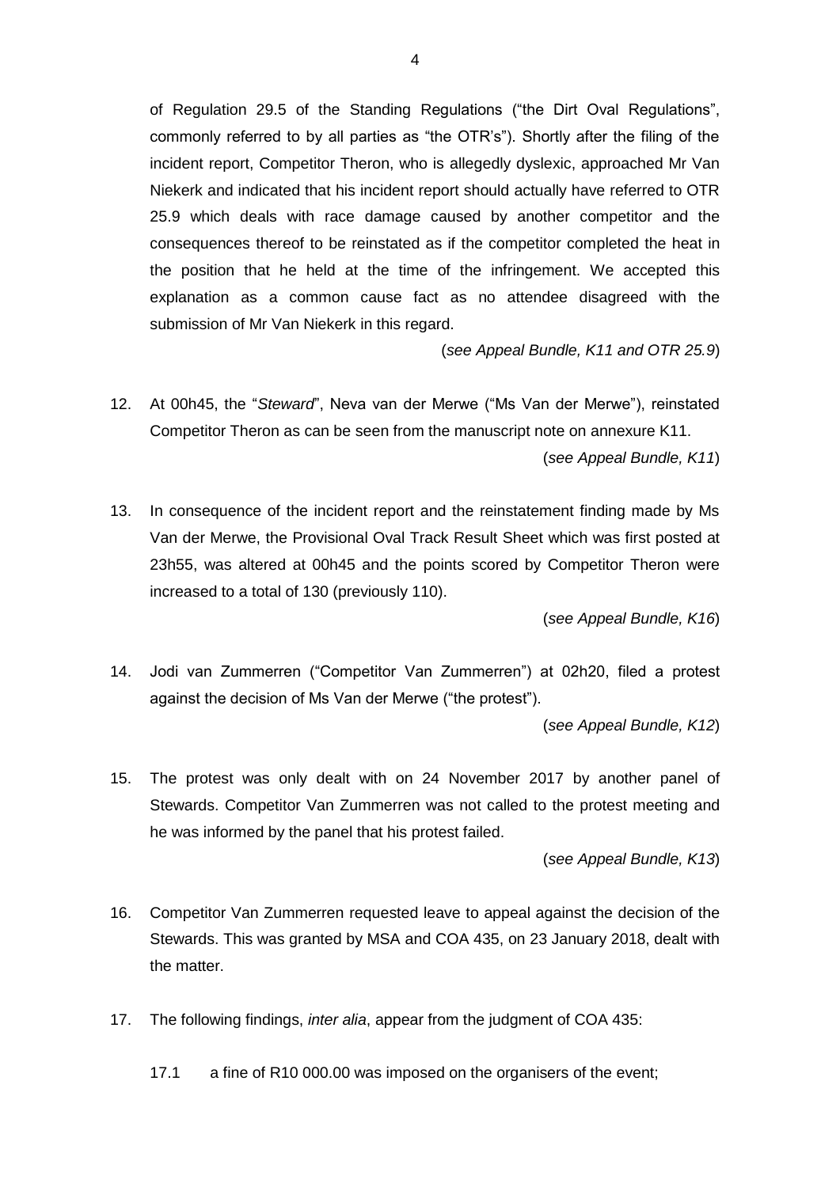of Regulation 29.5 of the Standing Regulations ("the Dirt Oval Regulations", commonly referred to by all parties as "the OTR's"). Shortly after the filing of the incident report, Competitor Theron, who is allegedly dyslexic, approached Mr Van Niekerk and indicated that his incident report should actually have referred to OTR 25.9 which deals with race damage caused by another competitor and the consequences thereof to be reinstated as if the competitor completed the heat in the position that he held at the time of the infringement. We accepted this explanation as a common cause fact as no attendee disagreed with the submission of Mr Van Niekerk in this regard.

(*see Appeal Bundle, K11 and OTR 25.9*)

12. At 00h45, the "*Steward*", Neva van der Merwe ("Ms Van der Merwe"), reinstated Competitor Theron as can be seen from the manuscript note on annexure K11.

    (*see Appeal Bundle, K11*)

13. In consequence of the incident report and the reinstatement finding made by Ms Van der Merwe, the Provisional Oval Track Result Sheet which was first posted at 23h55, was altered at 00h45 and the points scored by Competitor Theron were increased to a total of 130 (previously 110).

    (*see Appeal Bundle, K16*)

14. Jodi van Zummerren ("Competitor Van Zummerren") at 02h20, filed a protest against the decision of Ms Van der Merwe ("the protest").

    (*see Appeal Bundle, K12*)

15. The protest was only dealt with on 24 November 2017 by another panel of Stewards. Competitor Van Zummerren was not called to the protest meeting and he was informed by the panel that his protest failed.

    (*see Appeal Bundle, K13*)

16. Competitor Van Zummerren requested leave to appeal against the decision of the Stewards. This was granted by MSA and COA 435, on 23 January 2018, dealt with the matter.

17. The following findings, *inter alia*, appear from the judgment of COA 435:

    17.1 a fine of R10 000.00 was imposed on the organisers of the event;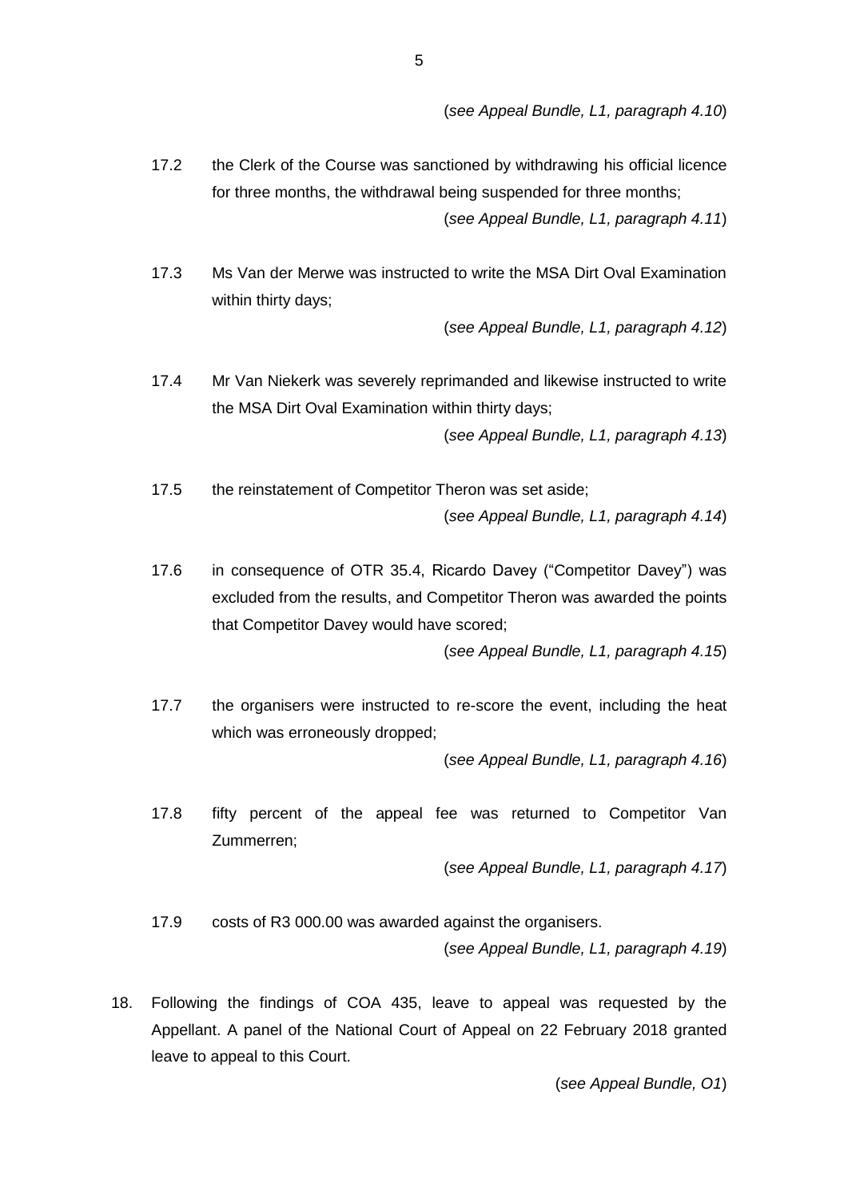(*see Appeal Bundle, L1, paragraph 4.10*)

17.2 the Clerk of the Course was sanctioned by withdrawing his official licence for three months, the withdrawal being suspended for three months;

(*see Appeal Bundle, L1, paragraph 4.11*)

17.3 Ms Van der Merwe was instructed to write the MSA Dirt Oval Examination within thirty days;

(*see Appeal Bundle, L1, paragraph 4.12*)

17.4 Mr Van Niekerk was severely reprimanded and likewise instructed to write the MSA Dirt Oval Examination within thirty days;

(*see Appeal Bundle, L1, paragraph 4.13*)

17.5 the reinstatement of Competitor Theron was set aside;

(*see Appeal Bundle, L1, paragraph 4.14*)

17.6 in consequence of OTR 35.4, Ricardo Davey ("Competitor Davey") was excluded from the results, and Competitor Theron was awarded the points that Competitor Davey would have scored;

(*see Appeal Bundle, L1, paragraph 4.15*)

17.7 the organisers were instructed to re-score the event, including the heat which was erroneously dropped;

(*see Appeal Bundle, L1, paragraph 4.16*)

17.8 fifty percent of the appeal fee was returned to Competitor Van Zummerren;

(*see Appeal Bundle, L1, paragraph 4.17*)

17.9 costs of R3 000.00 was awarded against the organisers.

(*see Appeal Bundle, L1, paragraph 4.19*)

18. Following the findings of COA 435, leave to appeal was requested by the Appellant. A panel of the National Court of Appeal on 22 February 2018 granted leave to appeal to this Court.

(*see Appeal Bundle, O1*)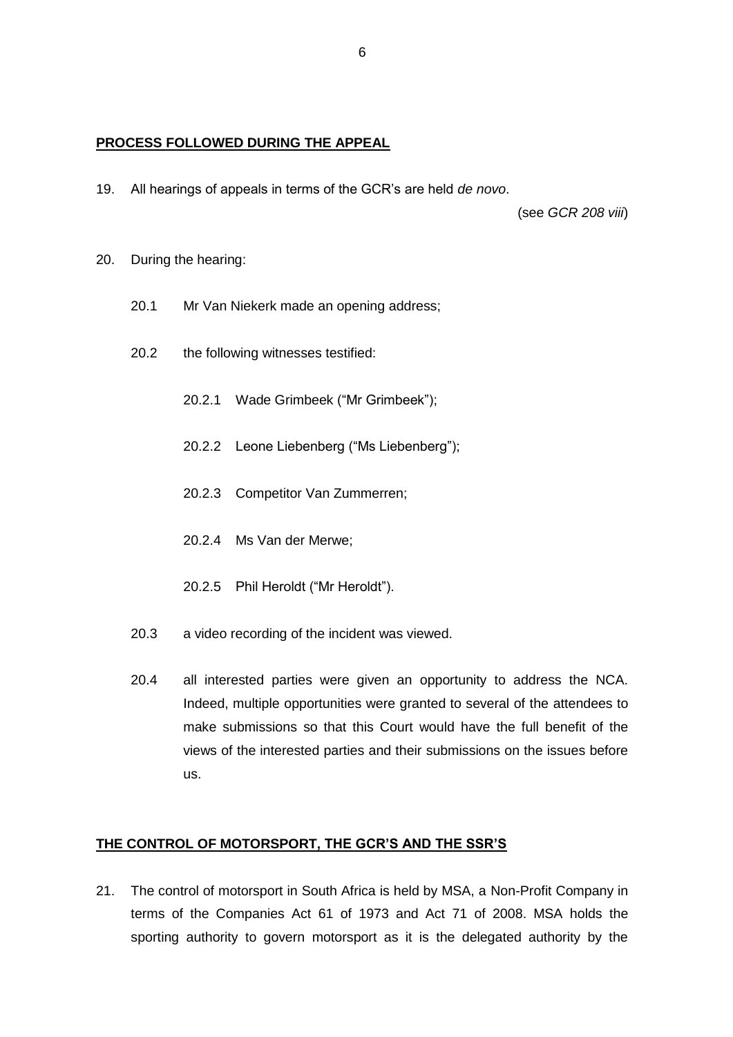**PROCESS FOLLOWED DURING THE APPEAL**

19. All hearings of appeals in terms of the GCR's are held *de novo*.

(see *GCR 208 viii*)

20. During the hearing:

    20.1 Mr Van Niekerk made an opening address;

    20.2 the following witnesses testified:

        20.2.1 Wade Grimbeek ("Mr Grimbeek");

        20.2.2 Leone Liebenberg ("Ms Liebenberg");

        20.2.3 Competitor Van Zummerren;

        20.2.4 Ms Van der Merwe;

        20.2.5 Phil Heroldt ("Mr Heroldt").

    20.3 a video recording of the incident was viewed.

    20.4 all interested parties were given an opportunity to address the NCA. Indeed, multiple opportunities were granted to several of the attendees to make submissions so that this Court would have the full benefit of the views of the interested parties and their submissions on the issues before us.

**THE CONTROL OF MOTORSPORT, THE GCR'S AND THE SSR'S**

21. The control of motorsport in South Africa is held by MSA, a Non-Profit Company in terms of the Companies Act 61 of 1973 and Act 71 of 2008. MSA holds the sporting authority to govern motorsport as it is the delegated authority by the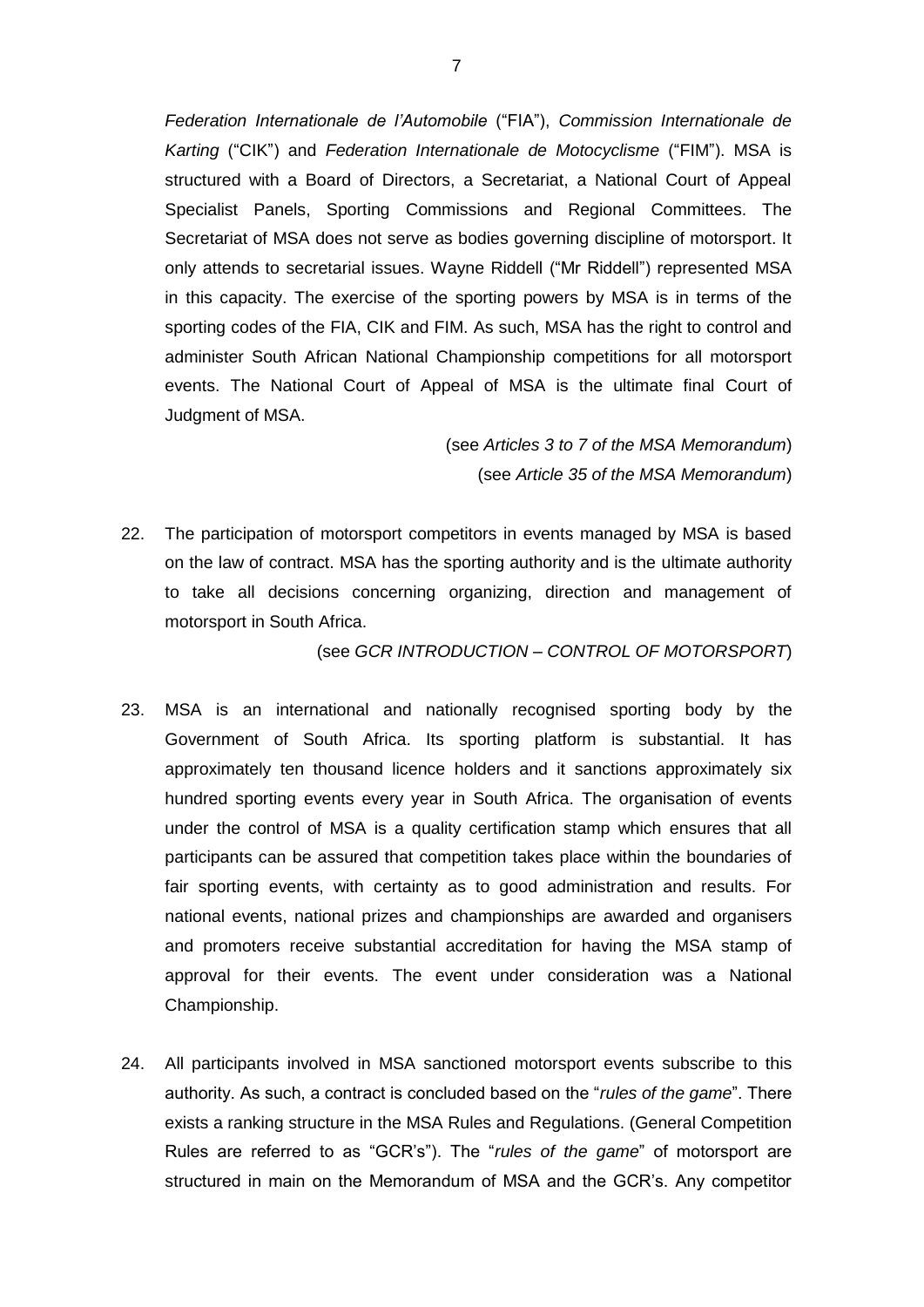*Federation Internationale de l'Automobile* ("FIA"), *Commission Internationale de Karting* ("CIK") and *Federation Internationale de Motocyclisme* ("FIM"). MSA is structured with a Board of Directors, a Secretariat, a National Court of Appeal Specialist Panels, Sporting Commissions and Regional Committees. The Secretariat of MSA does not serve as bodies governing discipline of motorsport. It only attends to secretarial issues. Wayne Riddell ("Mr Riddell") represented MSA in this capacity. The exercise of the sporting powers by MSA is in terms of the sporting codes of the FIA, CIK and FIM. As such, MSA has the right to control and administer South African National Championship competitions for all motorsport events. The National Court of Appeal of MSA is the ultimate final Court of Judgment of MSA.

(see *Articles 3 to 7 of the MSA Memorandum*)
(see *Article 35 of the MSA Memorandum*)

22. The participation of motorsport competitors in events managed by MSA is based on the law of contract. MSA has the sporting authority and is the ultimate authority to take all decisions concerning organizing, direction and management of motorsport in South Africa.

(see *GCR INTRODUCTION – CONTROL OF MOTORSPORT*)

23. MSA is an international and nationally recognised sporting body by the Government of South Africa. Its sporting platform is substantial. It has approximately ten thousand licence holders and it sanctions approximately six hundred sporting events every year in South Africa. The organisation of events under the control of MSA is a quality certification stamp which ensures that all participants can be assured that competition takes place within the boundaries of fair sporting events, with certainty as to good administration and results. For national events, national prizes and championships are awarded and organisers and promoters receive substantial accreditation for having the MSA stamp of approval for their events. The event under consideration was a National Championship.

24. All participants involved in MSA sanctioned motorsport events subscribe to this authority. As such, a contract is concluded based on the "*rules of the game*". There exists a ranking structure in the MSA Rules and Regulations. (General Competition Rules are referred to as "GCR's"). The "*rules of the game*" of motorsport are structured in main on the Memorandum of MSA and the GCR's. Any competitor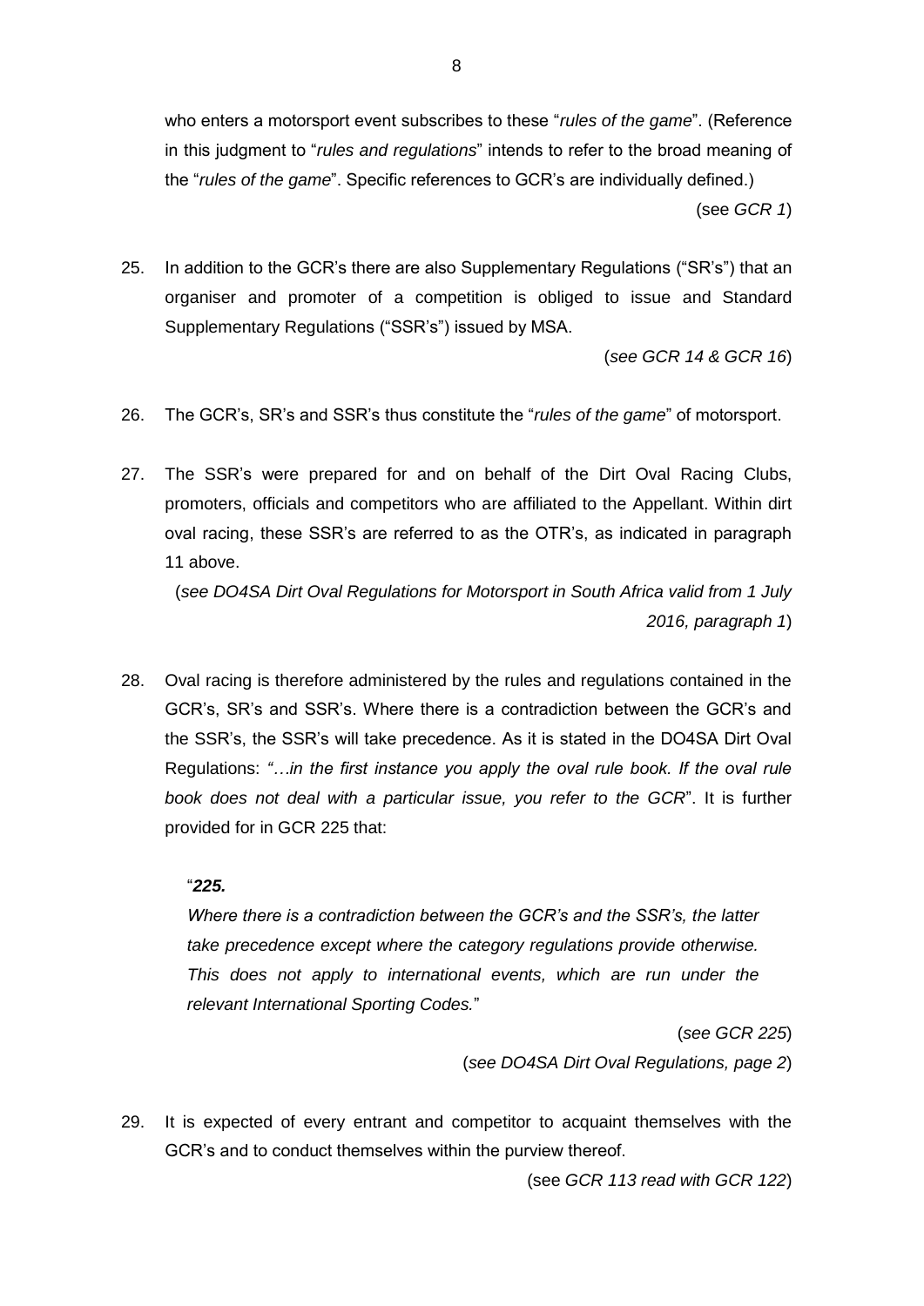who enters a motorsport event subscribes to these "*rules of the game*". (Reference in this judgment to "*rules and regulations*" intends to refer to the broad meaning of the "*rules of the game*". Specific references to GCR's are individually defined.)

(see *GCR 1*)

25. In addition to the GCR's there are also Supplementary Regulations ("SR's") that an organiser and promoter of a competition is obliged to issue and Standard Supplementary Regulations ("SSR's") issued by MSA.

(*see GCR 14 & GCR 16*)

26. The GCR's, SR's and SSR's thus constitute the "*rules of the game*" of motorsport.

27. The SSR's were prepared for and on behalf of the Dirt Oval Racing Clubs, promoters, officials and competitors who are affiliated to the Appellant. Within dirt oval racing, these SSR's are referred to as the OTR's, as indicated in paragraph 11 above.

(*see DO4SA Dirt Oval Regulations for Motorsport in South Africa valid from 1 July 2016, paragraph 1*)

28. Oval racing is therefore administered by the rules and regulations contained in the GCR's, SR's and SSR's. Where there is a contradiction between the GCR's and the SSR's, the SSR's will take precedence. As it is stated in the DO4SA Dirt Oval Regulations: *"…in the first instance you apply the oval rule book. If the oval rule book does not deal with a particular issue, you refer to the GCR*". It is further provided for in GCR 225 that:

"***225.***

*Where there is a contradiction between the GCR's and the SSR's, the latter take precedence except where the category regulations provide otherwise. This does not apply to international events, which are run under the relevant International Sporting Codes.*"

(*see GCR 225*)

(*see DO4SA Dirt Oval Regulations, page 2*)

29. It is expected of every entrant and competitor to acquaint themselves with the GCR's and to conduct themselves within the purview thereof.

(see *GCR 113 read with GCR 122*)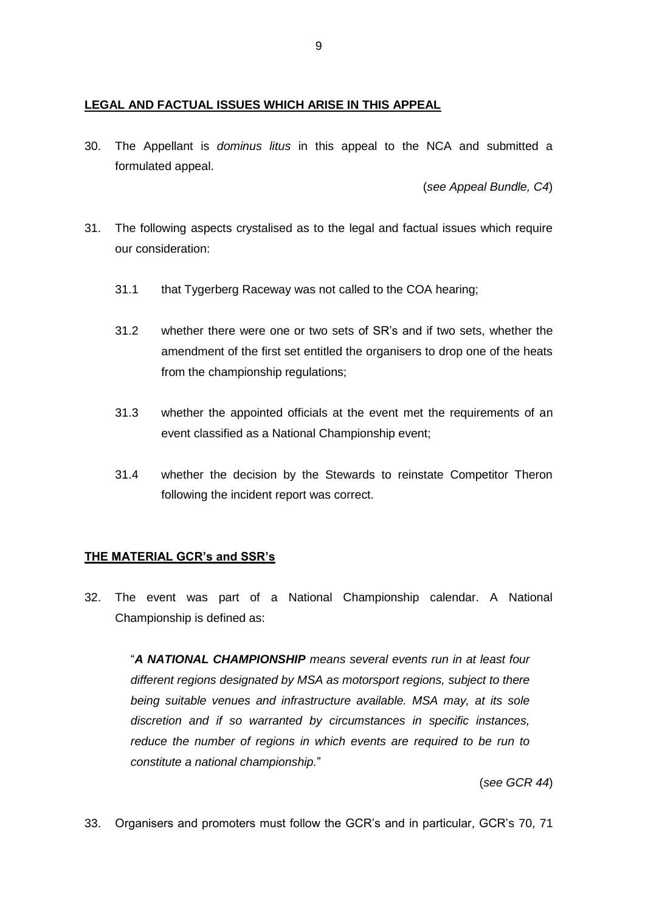**LEGAL AND FACTUAL ISSUES WHICH ARISE IN THIS APPEAL**

30. The Appellant is *dominus litus* in this appeal to the NCA and submitted a formulated appeal.

    (*see Appeal Bundle, C4*)

31. The following aspects crystalised as to the legal and factual issues which require our consideration:

    31.1 that Tygerberg Raceway was not called to the COA hearing;

    31.2 whether there were one or two sets of SR's and if two sets, whether the amendment of the first set entitled the organisers to drop one of the heats from the championship regulations;

    31.3 whether the appointed officials at the event met the requirements of an event classified as a National Championship event;

    31.4 whether the decision by the Stewards to reinstate Competitor Theron following the incident report was correct.

**THE MATERIAL GCR's and SSR's**

32. The event was part of a National Championship calendar. A National Championship is defined as:

    "***A NATIONAL CHAMPIONSHIP*** *means several events run in at least four different regions designated by MSA as motorsport regions, subject to there being suitable venues and infrastructure available. MSA may, at its sole discretion and if so warranted by circumstances in specific instances, reduce the number of regions in which events are required to be run to constitute a national championship.*"

    (*see GCR 44*)

33. Organisers and promoters must follow the GCR's and in particular, GCR's 70, 71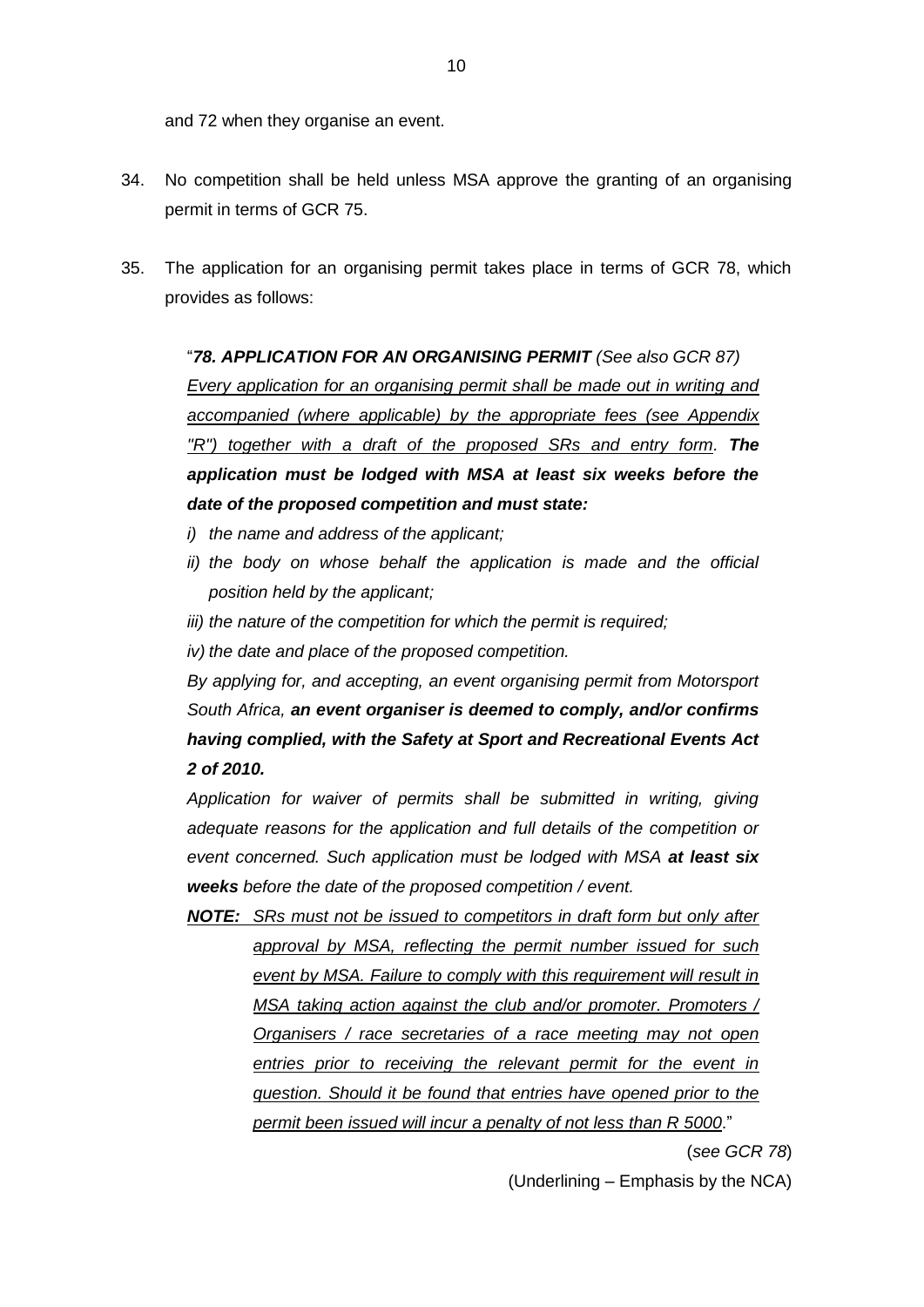and 72 when they organise an event.

34. No competition shall be held unless MSA approve the granting of an organising permit in terms of GCR 75.

35. The application for an organising permit takes place in terms of GCR 78, which provides as follows:

> "***78. APPLICATION FOR AN ORGANISING PERMIT*** *(See also GCR 87)*
> <u>*Every application for an organising permit shall be made out in writing and accompanied (where applicable) by the appropriate fees (see Appendix "R") together with a draft of the proposed SRs and entry form*</u>*.* ***The application must be lodged with MSA at least six weeks before the date of the proposed competition and must state:***
>
> *i) the name and address of the applicant;*
>
> *ii) the body on whose behalf the application is made and the official position held by the applicant;*
>
> *iii) the nature of the competition for which the permit is required;*
>
> *iv) the date and place of the proposed competition.*
>
> *By applying for, and accepting, an event organising permit from Motorsport South Africa,* ***an event organiser is deemed to comply, and/or confirms having complied, with the Safety at Sport and Recreational Events Act 2 of 2010.***
>
> *Application for waiver of permits shall be submitted in writing, giving adequate reasons for the application and full details of the competition or event concerned. Such application must be lodged with MSA* ***at least six weeks*** *before the date of the proposed competition / event.*
>
> ***<u>NOTE:</u>*** <u>*SRs must not be issued to competitors in draft form but only after approval by MSA, reflecting the permit number issued for such event by MSA. Failure to comply with this requirement will result in MSA taking action against the club and/or promoter. Promoters / Organisers / race secretaries of a race meeting may not open entries prior to receiving the relevant permit for the event in question. Should it be found that entries have opened prior to the permit been issued will incur a penalty of not less than R 5000*</u>."

(*see GCR 78*)

(Underlining – Emphasis by the NCA)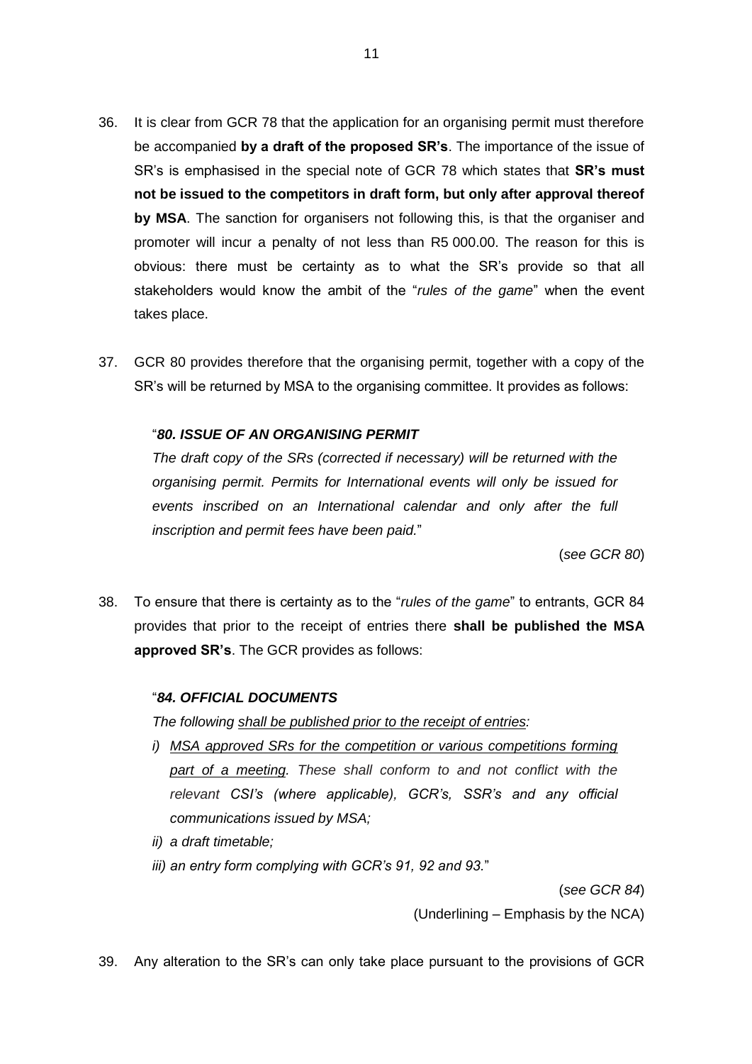36. It is clear from GCR 78 that the application for an organising permit must therefore be accompanied **by a draft of the proposed SR's**. The importance of the issue of SR's is emphasised in the special note of GCR 78 which states that **SR's must not be issued to the competitors in draft form, but only after approval thereof by MSA**. The sanction for organisers not following this, is that the organiser and promoter will incur a penalty of not less than R5 000.00. The reason for this is obvious: there must be certainty as to what the SR's provide so that all stakeholders would know the ambit of the "*rules of the game*" when the event takes place.

37. GCR 80 provides therefore that the organising permit, together with a copy of the SR's will be returned by MSA to the organising committee. It provides as follows:

    "***80. ISSUE OF AN ORGANISING PERMIT***

    *The draft copy of the SRs (corrected if necessary) will be returned with the organising permit. Permits for International events will only be issued for events inscribed on an International calendar and only after the full inscription and permit fees have been paid.*"

    (*see GCR 80*)

38. To ensure that there is certainty as to the "*rules of the game*" to entrants, GCR 84 provides that prior to the receipt of entries there **shall be published the MSA approved SR's**. The GCR provides as follows:

    "***84. OFFICIAL DOCUMENTS***

    *The following <u>shall be published prior to the receipt of entries</u>:*

    *i) <u>MSA approved SRs for the competition or various competitions forming part of a meeting</u>. These shall conform to and not conflict with the relevant CSI's (where applicable), GCR's, SSR's and any official communications issued by MSA;*

    *ii) a draft timetable;*

    *iii) an entry form complying with GCR's 91, 92 and 93.*"

    (*see GCR 84*)

    (Underlining – Emphasis by the NCA)

39. Any alteration to the SR's can only take place pursuant to the provisions of GCR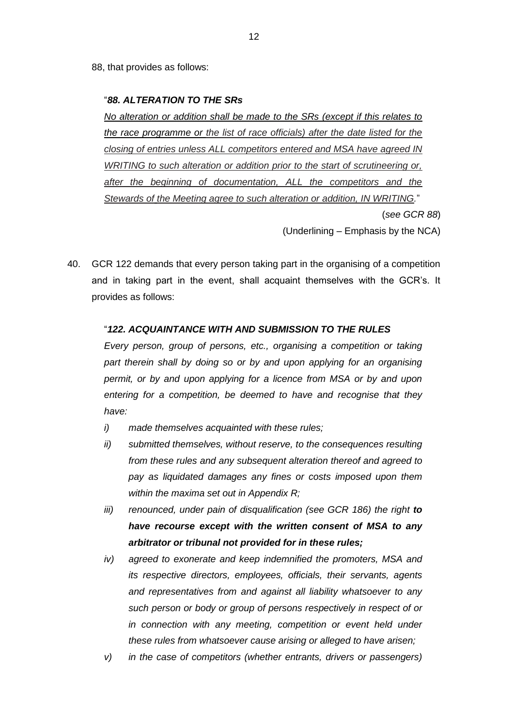88, that provides as follows:

> "***88. ALTERATION TO THE SRs***
>
> *No alteration or addition shall be made to the SRs (except if this relates to the race programme or the list of race officials) after the date listed for the closing of entries unless ALL competitors entered and MSA have agreed IN WRITING to such alteration or addition prior to the start of scrutineering or, after the beginning of documentation, ALL the competitors and the Stewards of the Meeting agree to such alteration or addition, IN WRITING.*"
>
> (*see GCR 88*)
>
> (Underlining – Emphasis by the NCA)

40. GCR 122 demands that every person taking part in the organising of a competition and in taking part in the event, shall acquaint themselves with the GCR's. It provides as follows:

> "***122. ACQUAINTANCE WITH AND SUBMISSION TO THE RULES***
>
> *Every person, group of persons, etc., organising a competition or taking part therein shall by doing so or by and upon applying for an organising permit, or by and upon applying for a licence from MSA or by and upon entering for a competition, be deemed to have and recognise that they have:*
>
> *i) made themselves acquainted with these rules;*
>
> *ii) submitted themselves, without reserve, to the consequences resulting from these rules and any subsequent alteration thereof and agreed to pay as liquidated damages any fines or costs imposed upon them within the maxima set out in Appendix R;*
>
> *iii) renounced, under pain of disqualification (see GCR 186) the right **to have recourse except with the written consent of MSA to any arbitrator or tribunal not provided for in these rules;***
>
> *iv) agreed to exonerate and keep indemnified the promoters, MSA and its respective directors, employees, officials, their servants, agents and representatives from and against all liability whatsoever to any such person or body or group of persons respectively in respect of or in connection with any meeting, competition or event held under these rules from whatsoever cause arising or alleged to have arisen;*
>
> *v) in the case of competitors (whether entrants, drivers or passengers)*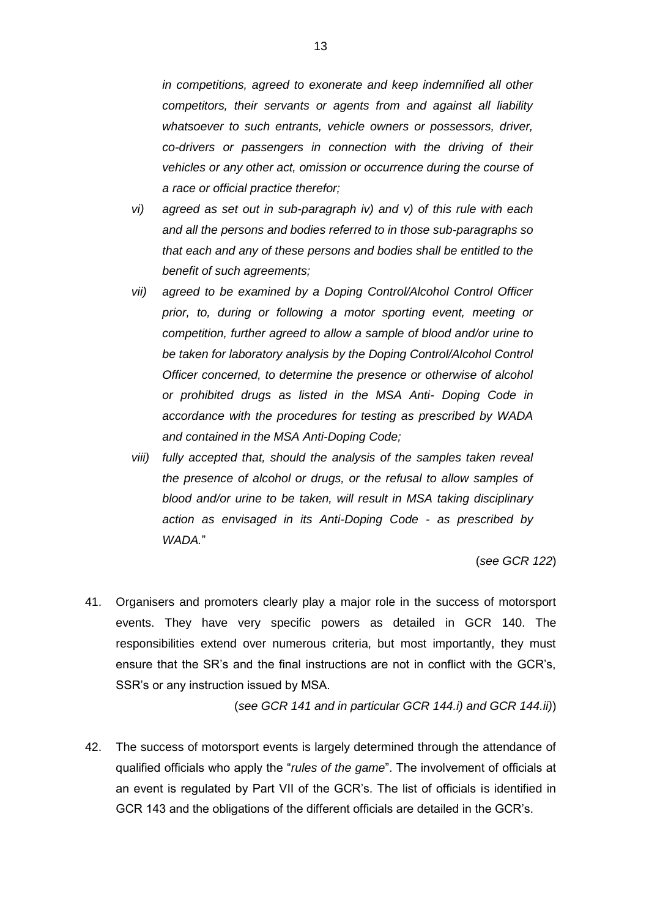*in competitions, agreed to exonerate and keep indemnified all other competitors, their servants or agents from and against all liability whatsoever to such entrants, vehicle owners or possessors, driver, co-drivers or passengers in connection with the driving of their vehicles or any other act, omission or occurrence during the course of a race or official practice therefor;*

*vi) agreed as set out in sub-paragraph iv) and v) of this rule with each and all the persons and bodies referred to in those sub-paragraphs so that each and any of these persons and bodies shall be entitled to the benefit of such agreements;*

*vii) agreed to be examined by a Doping Control/Alcohol Control Officer prior, to, during or following a motor sporting event, meeting or competition, further agreed to allow a sample of blood and/or urine to be taken for laboratory analysis by the Doping Control/Alcohol Control Officer concerned, to determine the presence or otherwise of alcohol or prohibited drugs as listed in the MSA Anti- Doping Code in accordance with the procedures for testing as prescribed by WADA and contained in the MSA Anti-Doping Code;*

*viii) fully accepted that, should the analysis of the samples taken reveal the presence of alcohol or drugs, or the refusal to allow samples of blood and/or urine to be taken, will result in MSA taking disciplinary action as envisaged in its Anti-Doping Code - as prescribed by WADA.*"

(*see GCR 122*)

41. Organisers and promoters clearly play a major role in the success of motorsport events. They have very specific powers as detailed in GCR 140. The responsibilities extend over numerous criteria, but most importantly, they must ensure that the SR's and the final instructions are not in conflict with the GCR's, SSR's or any instruction issued by MSA.

(*see GCR 141 and in particular GCR 144.i) and GCR 144.ii)*)

42. The success of motorsport events is largely determined through the attendance of qualified officials who apply the "*rules of the game*". The involvement of officials at an event is regulated by Part VII of the GCR's. The list of officials is identified in GCR 143 and the obligations of the different officials are detailed in the GCR's.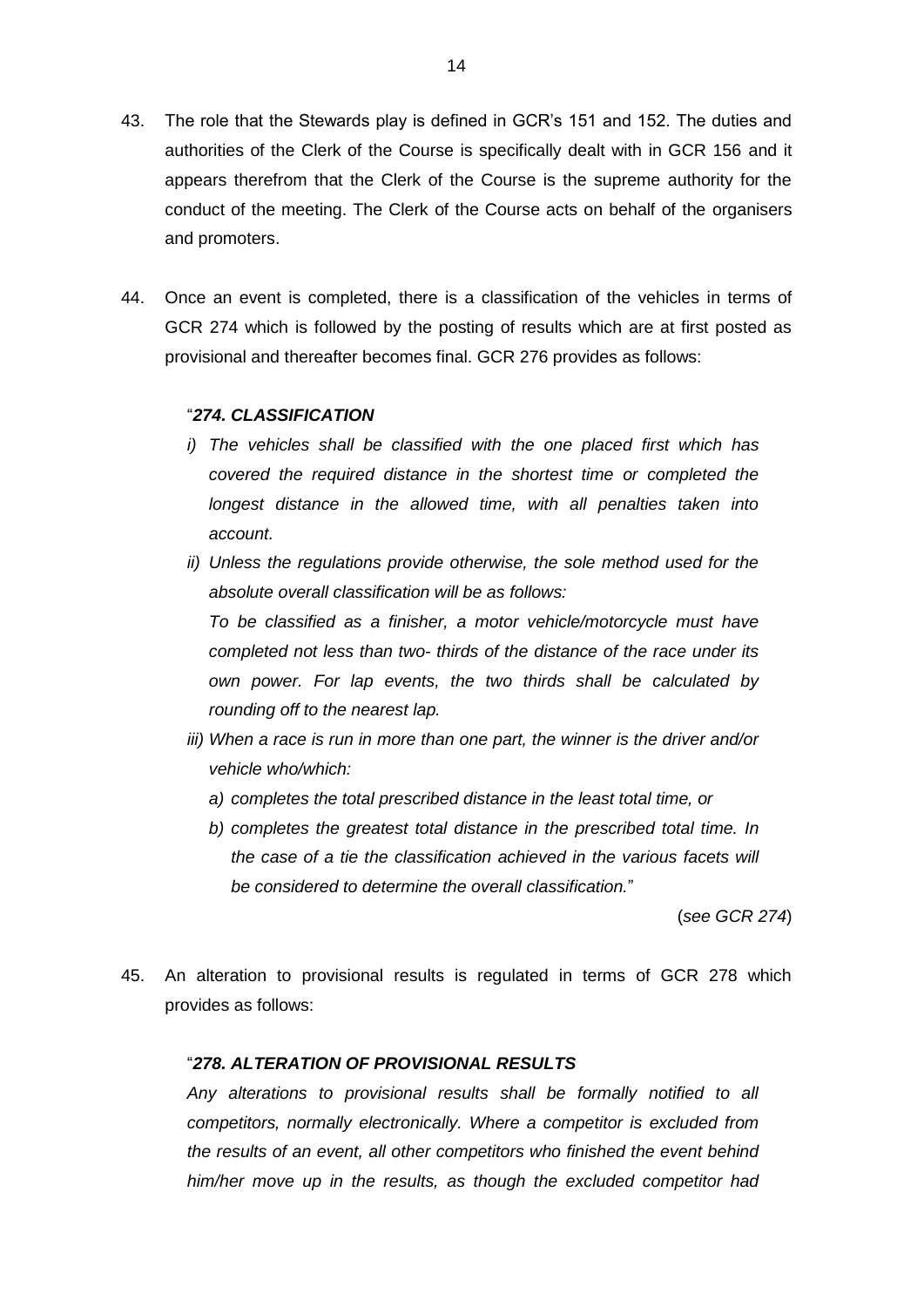43. The role that the Stewards play is defined in GCR's 151 and 152. The duties and authorities of the Clerk of the Course is specifically dealt with in GCR 156 and it appears therefrom that the Clerk of the Course is the supreme authority for the conduct of the meeting. The Clerk of the Course acts on behalf of the organisers and promoters.

44. Once an event is completed, there is a classification of the vehicles in terms of GCR 274 which is followed by the posting of results which are at first posted as provisional and thereafter becomes final. GCR 276 provides as follows:

> "***274. CLASSIFICATION***
>
> *i) The vehicles shall be classified with the one placed first which has covered the required distance in the shortest time or completed the longest distance in the allowed time, with all penalties taken into account.*
>
> *ii) Unless the regulations provide otherwise, the sole method used for the absolute overall classification will be as follows:*
>
> *To be classified as a finisher, a motor vehicle/motorcycle must have completed not less than two- thirds of the distance of the race under its own power. For lap events, the two thirds shall be calculated by rounding off to the nearest lap.*
>
> *iii) When a race is run in more than one part, the winner is the driver and/or vehicle who/which:*
>
> *a) completes the total prescribed distance in the least total time, or*
>
> *b) completes the greatest total distance in the prescribed total time. In the case of a tie the classification achieved in the various facets will be considered to determine the overall classification.*"
>
> (*see GCR 274*)

45. An alteration to provisional results is regulated in terms of GCR 278 which provides as follows:

> "***278. ALTERATION OF PROVISIONAL RESULTS***
>
> *Any alterations to provisional results shall be formally notified to all competitors, normally electronically. Where a competitor is excluded from the results of an event, all other competitors who finished the event behind him/her move up in the results, as though the excluded competitor had*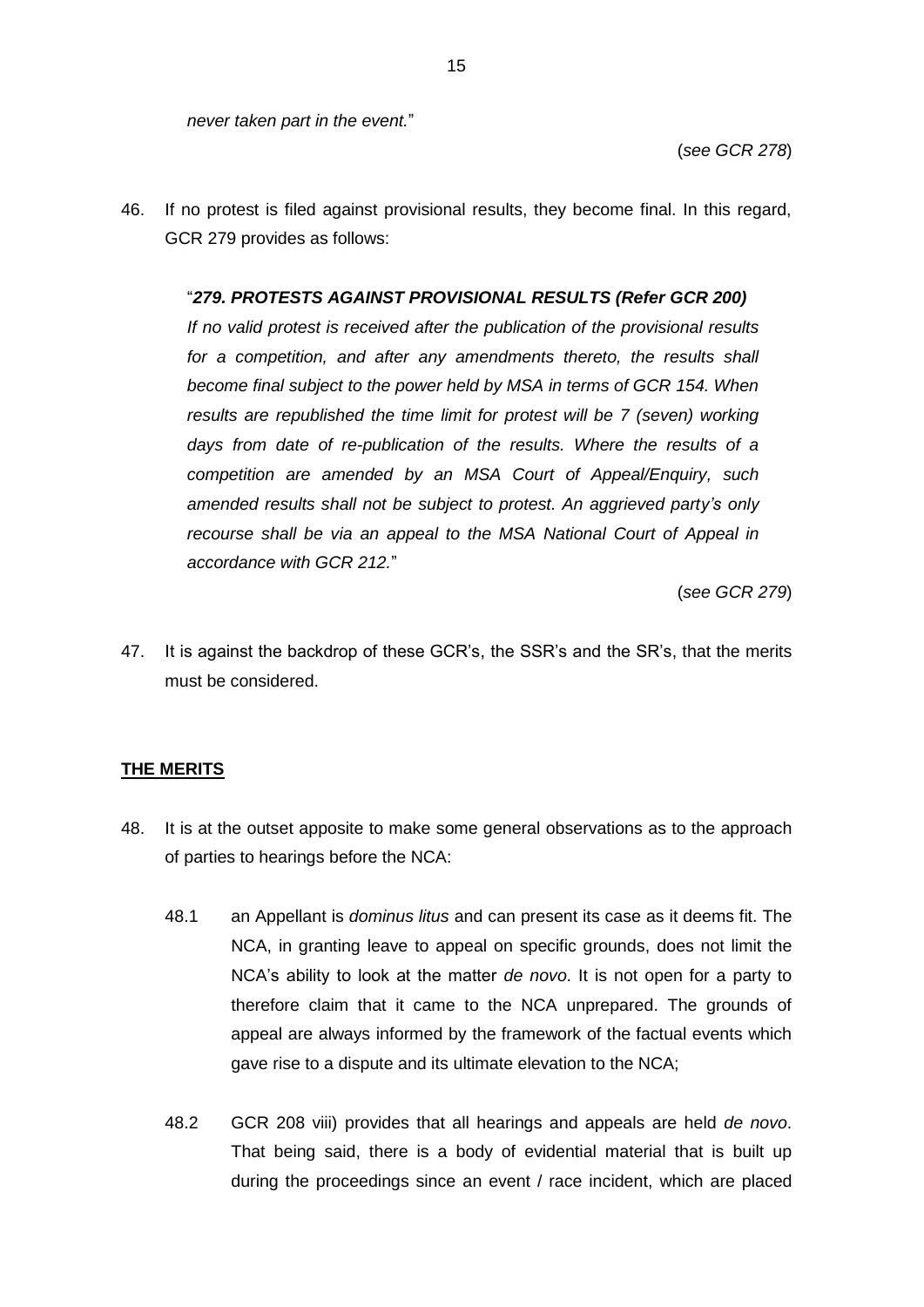*never taken part in the event.*"

(*see GCR 278*)

46. If no protest is filed against provisional results, they become final. In this regard, GCR 279 provides as follows:

    "***279. PROTESTS AGAINST PROVISIONAL RESULTS (Refer GCR 200)***
    *If no valid protest is received after the publication of the provisional results for a competition, and after any amendments thereto, the results shall become final subject to the power held by MSA in terms of GCR 154. When results are republished the time limit for protest will be 7 (seven) working days from date of re-publication of the results. Where the results of a competition are amended by an MSA Court of Appeal/Enquiry, such amended results shall not be subject to protest. An aggrieved party's only recourse shall be via an appeal to the MSA National Court of Appeal in accordance with GCR 212.*"

    (*see GCR 279*)

47. It is against the backdrop of these GCR's, the SSR's and the SR's, that the merits must be considered.

## **<u>THE MERITS</u>**

48. It is at the outset apposite to make some general observations as to the approach of parties to hearings before the NCA:

    48.1 an Appellant is *dominus litus* and can present its case as it deems fit. The NCA, in granting leave to appeal on specific grounds, does not limit the NCA's ability to look at the matter *de novo*. It is not open for a party to therefore claim that it came to the NCA unprepared. The grounds of appeal are always informed by the framework of the factual events which gave rise to a dispute and its ultimate elevation to the NCA;

    48.2 GCR 208 viii) provides that all hearings and appeals are held *de novo*. That being said, there is a body of evidential material that is built up during the proceedings since an event / race incident, which are placed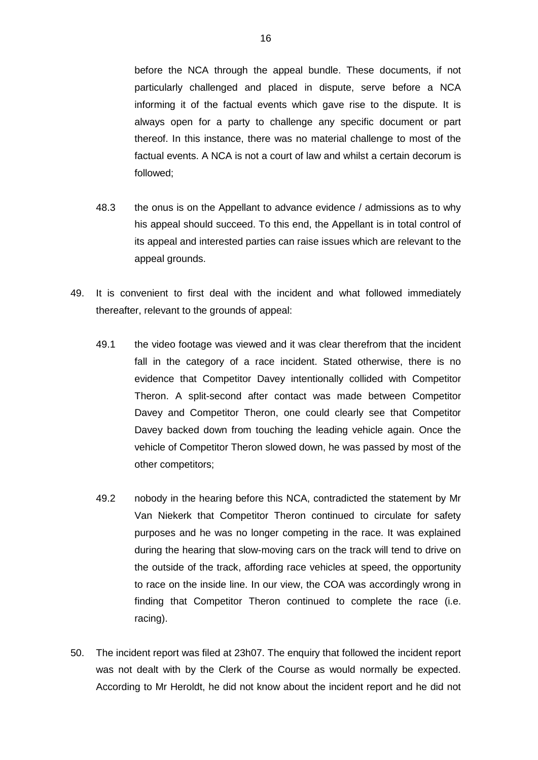before the NCA through the appeal bundle. These documents, if not particularly challenged and placed in dispute, serve before a NCA informing it of the factual events which gave rise to the dispute. It is always open for a party to challenge any specific document or part thereof. In this instance, there was no material challenge to most of the factual events. A NCA is not a court of law and whilst a certain decorum is followed;

48.3 the onus is on the Appellant to advance evidence / admissions as to why his appeal should succeed. To this end, the Appellant is in total control of its appeal and interested parties can raise issues which are relevant to the appeal grounds.

49. It is convenient to first deal with the incident and what followed immediately thereafter, relevant to the grounds of appeal:

49.1 the video footage was viewed and it was clear therefrom that the incident fall in the category of a race incident. Stated otherwise, there is no evidence that Competitor Davey intentionally collided with Competitor Theron. A split-second after contact was made between Competitor Davey and Competitor Theron, one could clearly see that Competitor Davey backed down from touching the leading vehicle again. Once the vehicle of Competitor Theron slowed down, he was passed by most of the other competitors;

49.2 nobody in the hearing before this NCA, contradicted the statement by Mr Van Niekerk that Competitor Theron continued to circulate for safety purposes and he was no longer competing in the race. It was explained during the hearing that slow-moving cars on the track will tend to drive on the outside of the track, affording race vehicles at speed, the opportunity to race on the inside line. In our view, the COA was accordingly wrong in finding that Competitor Theron continued to complete the race (i.e. racing).

50. The incident report was filed at 23h07. The enquiry that followed the incident report was not dealt with by the Clerk of the Course as would normally be expected. According to Mr Heroldt, he did not know about the incident report and he did not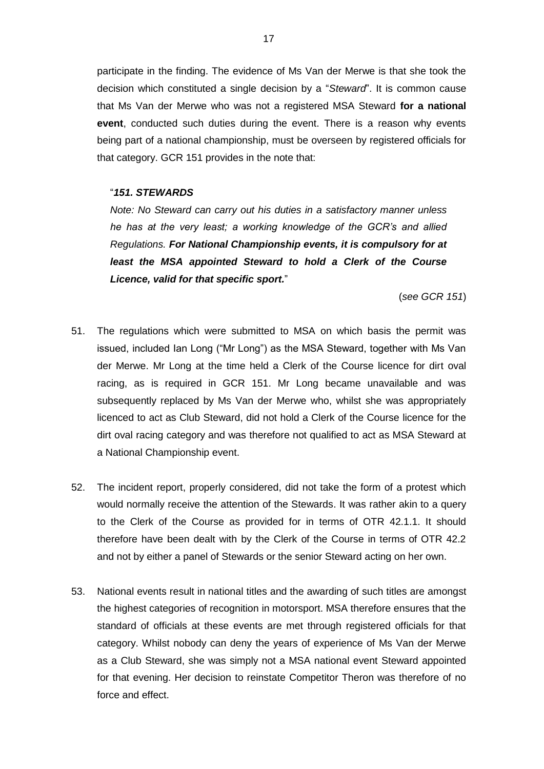participate in the finding. The evidence of Ms Van der Merwe is that she took the decision which constituted a single decision by a "*Steward*". It is common cause that Ms Van der Merwe who was not a registered MSA Steward **for a national event**, conducted such duties during the event. There is a reason why events being part of a national championship, must be overseen by registered officials for that category. GCR 151 provides in the note that:

> "***151. STEWARDS***
>
> *Note: No Steward can carry out his duties in a satisfactory manner unless he has at the very least; a working knowledge of the GCR's and allied Regulations.* ***For National Championship events, it is compulsory for at least the MSA appointed Steward to hold a Clerk of the Course Licence, valid for that specific sport.***"
>
> (*see GCR 151*)

51. The regulations which were submitted to MSA on which basis the permit was issued, included Ian Long ("Mr Long") as the MSA Steward, together with Ms Van der Merwe. Mr Long at the time held a Clerk of the Course licence for dirt oval racing, as is required in GCR 151. Mr Long became unavailable and was subsequently replaced by Ms Van der Merwe who, whilst she was appropriately licenced to act as Club Steward, did not hold a Clerk of the Course licence for the dirt oval racing category and was therefore not qualified to act as MSA Steward at a National Championship event.

52. The incident report, properly considered, did not take the form of a protest which would normally receive the attention of the Stewards. It was rather akin to a query to the Clerk of the Course as provided for in terms of OTR 42.1.1. It should therefore have been dealt with by the Clerk of the Course in terms of OTR 42.2 and not by either a panel of Stewards or the senior Steward acting on her own.

53. National events result in national titles and the awarding of such titles are amongst the highest categories of recognition in motorsport. MSA therefore ensures that the standard of officials at these events are met through registered officials for that category. Whilst nobody can deny the years of experience of Ms Van der Merwe as a Club Steward, she was simply not a MSA national event Steward appointed for that evening. Her decision to reinstate Competitor Theron was therefore of no force and effect.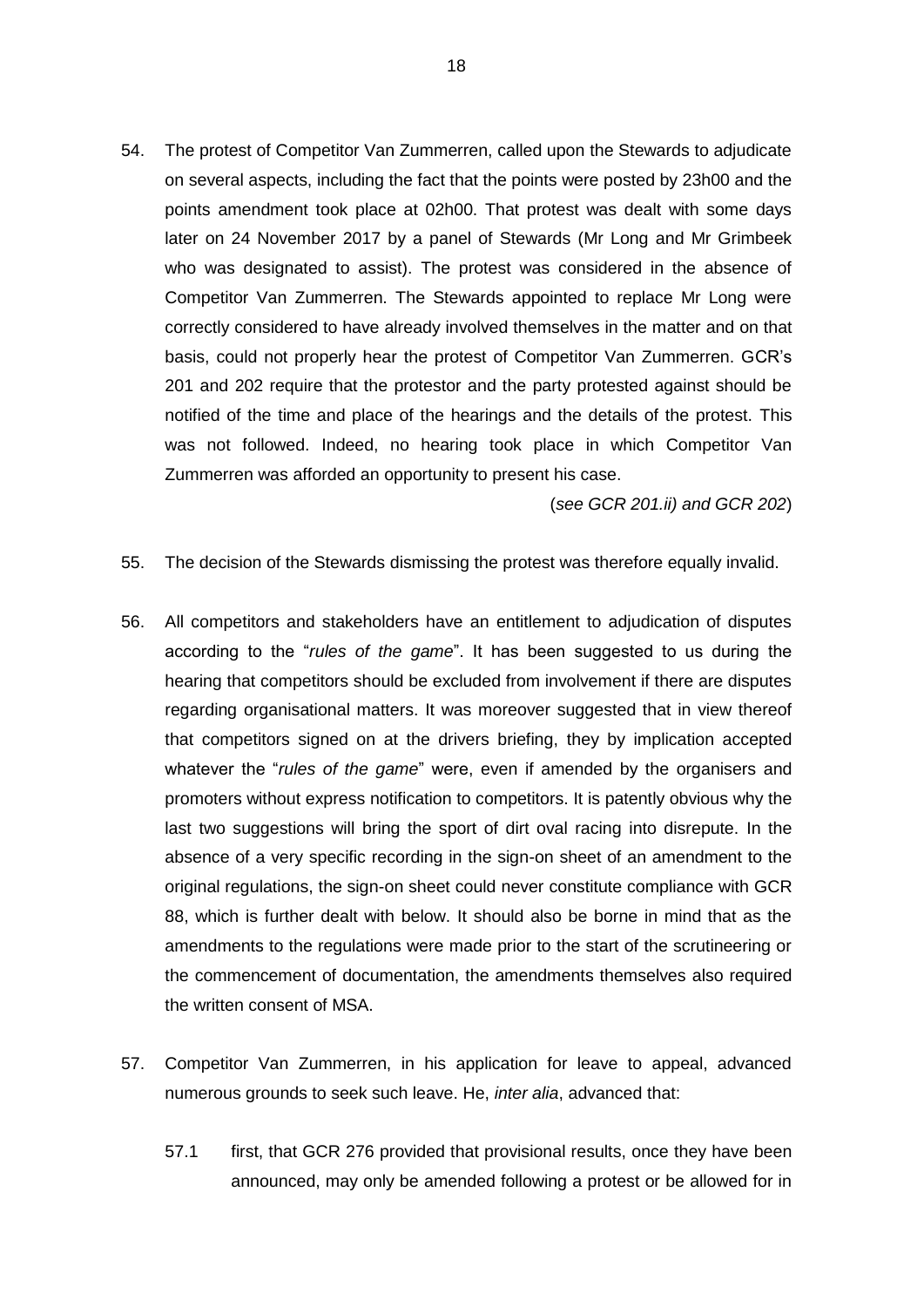54. The protest of Competitor Van Zummerren, called upon the Stewards to adjudicate on several aspects, including the fact that the points were posted by 23h00 and the points amendment took place at 02h00. That protest was dealt with some days later on 24 November 2017 by a panel of Stewards (Mr Long and Mr Grimbeek who was designated to assist). The protest was considered in the absence of Competitor Van Zummerren. The Stewards appointed to replace Mr Long were correctly considered to have already involved themselves in the matter and on that basis, could not properly hear the protest of Competitor Van Zummerren. GCR's 201 and 202 require that the protestor and the party protested against should be notified of the time and place of the hearings and the details of the protest. This was not followed. Indeed, no hearing took place in which Competitor Van Zummerren was afforded an opportunity to present his case.

(*see GCR 201.ii) and GCR 202*)

55. The decision of the Stewards dismissing the protest was therefore equally invalid.

56. All competitors and stakeholders have an entitlement to adjudication of disputes according to the "*rules of the game*". It has been suggested to us during the hearing that competitors should be excluded from involvement if there are disputes regarding organisational matters. It was moreover suggested that in view thereof that competitors signed on at the drivers briefing, they by implication accepted whatever the "*rules of the game*" were, even if amended by the organisers and promoters without express notification to competitors. It is patently obvious why the last two suggestions will bring the sport of dirt oval racing into disrepute. In the absence of a very specific recording in the sign-on sheet of an amendment to the original regulations, the sign-on sheet could never constitute compliance with GCR 88, which is further dealt with below. It should also be borne in mind that as the amendments to the regulations were made prior to the start of the scrutineering or the commencement of documentation, the amendments themselves also required the written consent of MSA.

57. Competitor Van Zummerren, in his application for leave to appeal, advanced numerous grounds to seek such leave. He, *inter alia*, advanced that:

    57.1 first, that GCR 276 provided that provisional results, once they have been announced, may only be amended following a protest or be allowed for in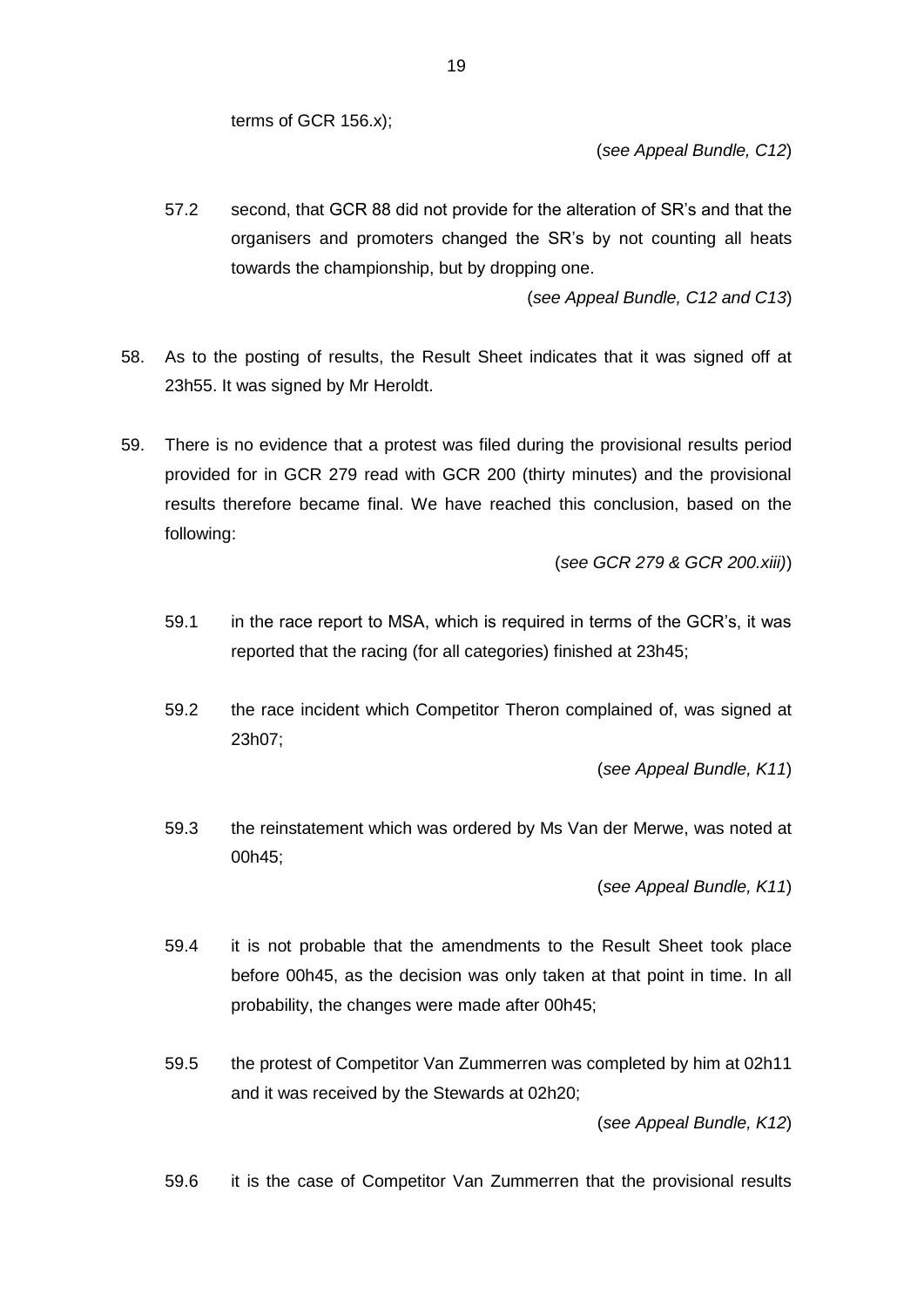terms of GCR 156.x);

(*see Appeal Bundle, C12*)

57.2 second, that GCR 88 did not provide for the alteration of SR's and that the organisers and promoters changed the SR's by not counting all heats towards the championship, but by dropping one.

(*see Appeal Bundle, C12 and C13*)

58. As to the posting of results, the Result Sheet indicates that it was signed off at 23h55. It was signed by Mr Heroldt.

59. There is no evidence that a protest was filed during the provisional results period provided for in GCR 279 read with GCR 200 (thirty minutes) and the provisional results therefore became final. We have reached this conclusion, based on the following:

(*see GCR 279 & GCR 200.xiii)*)

59.1 in the race report to MSA, which is required in terms of the GCR's, it was reported that the racing (for all categories) finished at 23h45;

59.2 the race incident which Competitor Theron complained of, was signed at 23h07;

(*see Appeal Bundle, K11*)

59.3 the reinstatement which was ordered by Ms Van der Merwe, was noted at 00h45;

(*see Appeal Bundle, K11*)

59.4 it is not probable that the amendments to the Result Sheet took place before 00h45, as the decision was only taken at that point in time. In all probability, the changes were made after 00h45;

59.5 the protest of Competitor Van Zummerren was completed by him at 02h11 and it was received by the Stewards at 02h20;

(*see Appeal Bundle, K12*)

59.6 it is the case of Competitor Van Zummerren that the provisional results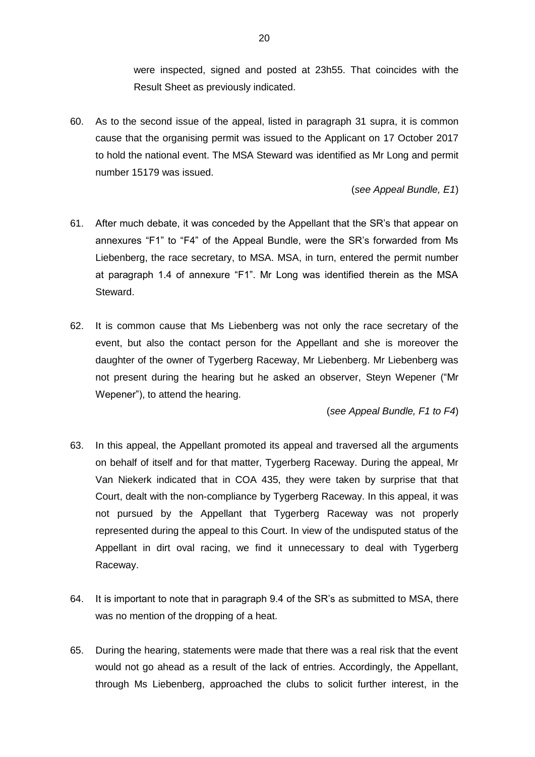were inspected, signed and posted at 23h55. That coincides with the Result Sheet as previously indicated.

60. As to the second issue of the appeal, listed in paragraph 31 supra, it is common cause that the organising permit was issued to the Applicant on 17 October 2017 to hold the national event. The MSA Steward was identified as Mr Long and permit number 15179 was issued.

    (*see Appeal Bundle, E1*)

61. After much debate, it was conceded by the Appellant that the SR's that appear on annexures "F1" to "F4" of the Appeal Bundle, were the SR's forwarded from Ms Liebenberg, the race secretary, to MSA. MSA, in turn, entered the permit number at paragraph 1.4 of annexure "F1". Mr Long was identified therein as the MSA Steward.

62. It is common cause that Ms Liebenberg was not only the race secretary of the event, but also the contact person for the Appellant and she is moreover the daughter of the owner of Tygerberg Raceway, Mr Liebenberg. Mr Liebenberg was not present during the hearing but he asked an observer, Steyn Wepener ("Mr Wepener"), to attend the hearing.

    (*see Appeal Bundle, F1 to F4*)

63. In this appeal, the Appellant promoted its appeal and traversed all the arguments on behalf of itself and for that matter, Tygerberg Raceway. During the appeal, Mr Van Niekerk indicated that in COA 435, they were taken by surprise that that Court, dealt with the non-compliance by Tygerberg Raceway. In this appeal, it was not pursued by the Appellant that Tygerberg Raceway was not properly represented during the appeal to this Court. In view of the undisputed status of the Appellant in dirt oval racing, we find it unnecessary to deal with Tygerberg Raceway.

64. It is important to note that in paragraph 9.4 of the SR's as submitted to MSA, there was no mention of the dropping of a heat.

65. During the hearing, statements were made that there was a real risk that the event would not go ahead as a result of the lack of entries. Accordingly, the Appellant, through Ms Liebenberg, approached the clubs to solicit further interest, in the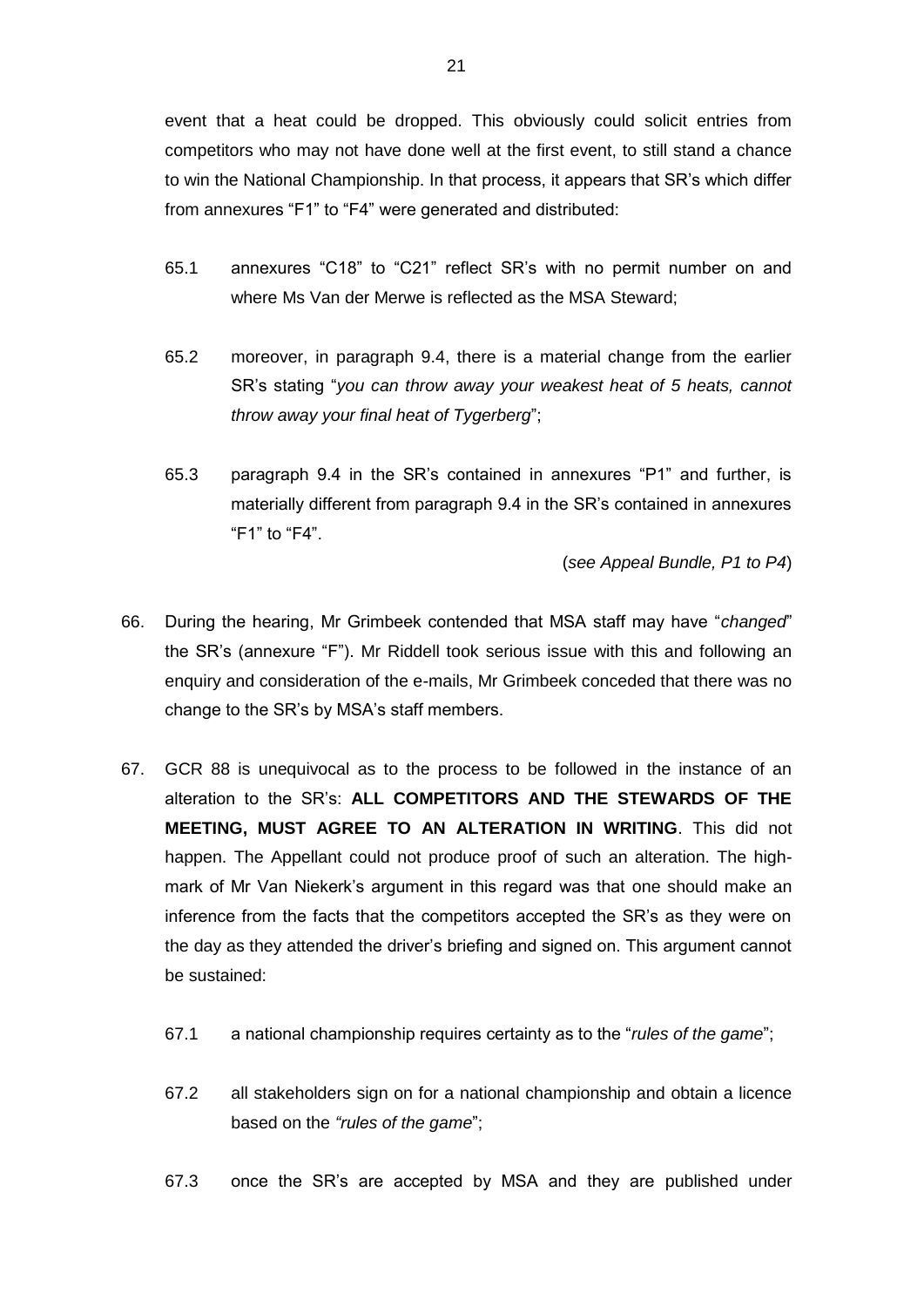event that a heat could be dropped. This obviously could solicit entries from competitors who may not have done well at the first event, to still stand a chance to win the National Championship. In that process, it appears that SR's which differ from annexures "F1" to "F4" were generated and distributed:

65.1 annexures "C18" to "C21" reflect SR's with no permit number on and where Ms Van der Merwe is reflected as the MSA Steward;

65.2 moreover, in paragraph 9.4, there is a material change from the earlier SR's stating "*you can throw away your weakest heat of 5 heats, cannot throw away your final heat of Tygerberg*";

65.3 paragraph 9.4 in the SR's contained in annexures "P1" and further, is materially different from paragraph 9.4 in the SR's contained in annexures "F1" to "F4".

(*see Appeal Bundle, P1 to P4*)

66. During the hearing, Mr Grimbeek contended that MSA staff may have "*changed*" the SR's (annexure "F"). Mr Riddell took serious issue with this and following an enquiry and consideration of the e-mails, Mr Grimbeek conceded that there was no change to the SR's by MSA's staff members.

67. GCR 88 is unequivocal as to the process to be followed in the instance of an alteration to the SR's: **ALL COMPETITORS AND THE STEWARDS OF THE MEETING, MUST AGREE TO AN ALTERATION IN WRITING**. This did not happen. The Appellant could not produce proof of such an alteration. The high-mark of Mr Van Niekerk's argument in this regard was that one should make an inference from the facts that the competitors accepted the SR's as they were on the day as they attended the driver's briefing and signed on. This argument cannot be sustained:

67.1 a national championship requires certainty as to the "*rules of the game*";

67.2 all stakeholders sign on for a national championship and obtain a licence based on the *"rules of the game*";

67.3 once the SR's are accepted by MSA and they are published under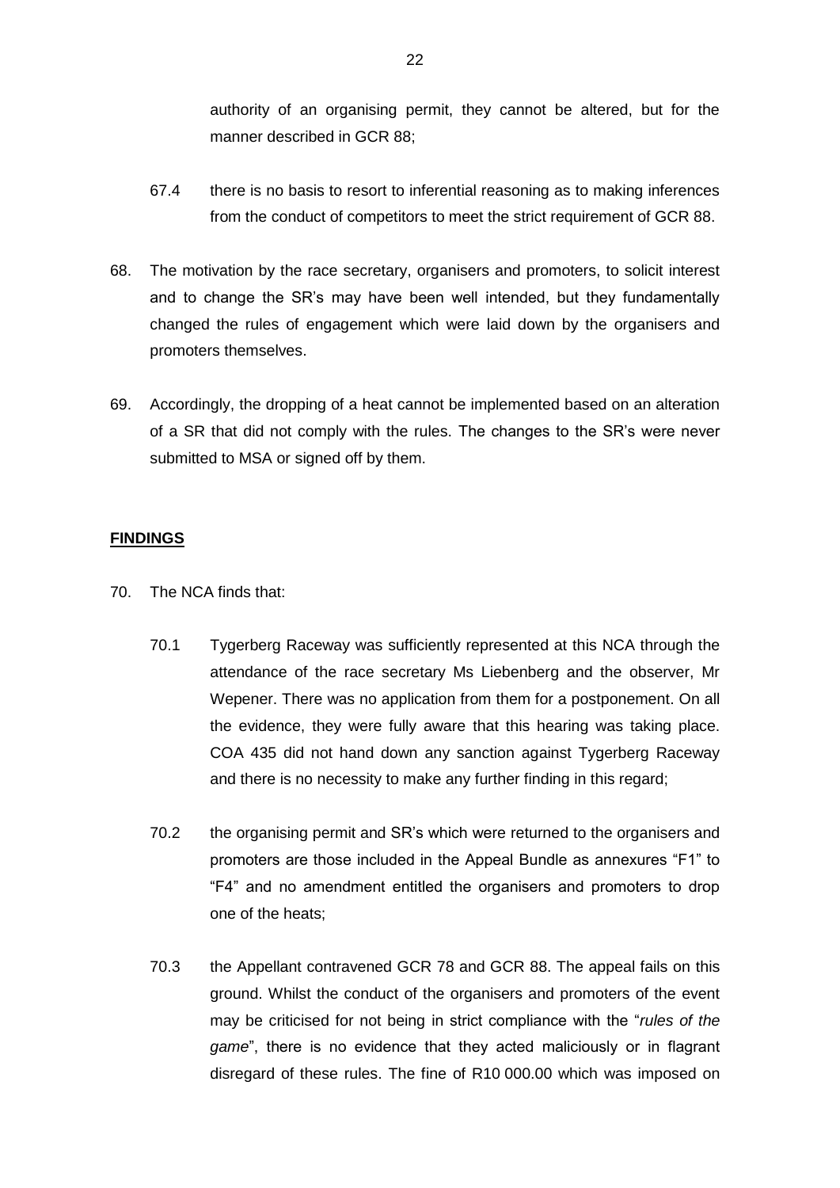authority of an organising permit, they cannot be altered, but for the manner described in GCR 88;

67.4 there is no basis to resort to inferential reasoning as to making inferences from the conduct of competitors to meet the strict requirement of GCR 88.

68. The motivation by the race secretary, organisers and promoters, to solicit interest and to change the SR's may have been well intended, but they fundamentally changed the rules of engagement which were laid down by the organisers and promoters themselves.

69. Accordingly, the dropping of a heat cannot be implemented based on an alteration of a SR that did not comply with the rules. The changes to the SR's were never submitted to MSA or signed off by them.

**FINDINGS**

70. The NCA finds that:

70.1 Tygerberg Raceway was sufficiently represented at this NCA through the attendance of the race secretary Ms Liebenberg and the observer, Mr Wepener. There was no application from them for a postponement. On all the evidence, they were fully aware that this hearing was taking place. COA 435 did not hand down any sanction against Tygerberg Raceway and there is no necessity to make any further finding in this regard;

70.2 the organising permit and SR's which were returned to the organisers and promoters are those included in the Appeal Bundle as annexures "F1" to "F4" and no amendment entitled the organisers and promoters to drop one of the heats;

70.3 the Appellant contravened GCR 78 and GCR 88. The appeal fails on this ground. Whilst the conduct of the organisers and promoters of the event may be criticised for not being in strict compliance with the "*rules of the game*", there is no evidence that they acted maliciously or in flagrant disregard of these rules. The fine of R10 000.00 which was imposed on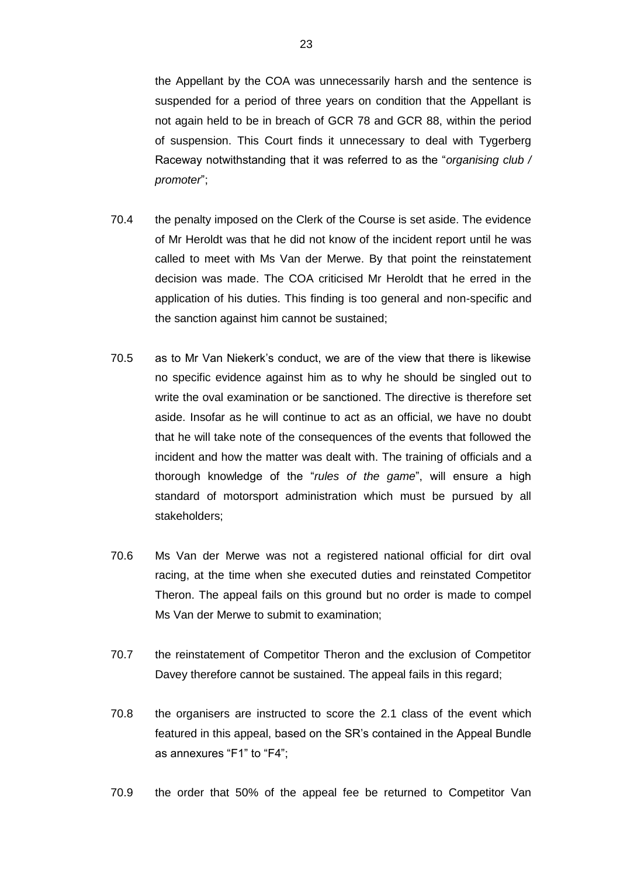the Appellant by the COA was unnecessarily harsh and the sentence is suspended for a period of three years on condition that the Appellant is not again held to be in breach of GCR 78 and GCR 88, within the period of suspension. This Court finds it unnecessary to deal with Tygerberg Raceway notwithstanding that it was referred to as the "*organising club / promoter*";

70.4 the penalty imposed on the Clerk of the Course is set aside. The evidence of Mr Heroldt was that he did not know of the incident report until he was called to meet with Ms Van der Merwe. By that point the reinstatement decision was made. The COA criticised Mr Heroldt that he erred in the application of his duties. This finding is too general and non-specific and the sanction against him cannot be sustained;

70.5 as to Mr Van Niekerk's conduct, we are of the view that there is likewise no specific evidence against him as to why he should be singled out to write the oval examination or be sanctioned. The directive is therefore set aside. Insofar as he will continue to act as an official, we have no doubt that he will take note of the consequences of the events that followed the incident and how the matter was dealt with. The training of officials and a thorough knowledge of the "*rules of the game*", will ensure a high standard of motorsport administration which must be pursued by all stakeholders;

70.6 Ms Van der Merwe was not a registered national official for dirt oval racing, at the time when she executed duties and reinstated Competitor Theron. The appeal fails on this ground but no order is made to compel Ms Van der Merwe to submit to examination;

70.7 the reinstatement of Competitor Theron and the exclusion of Competitor Davey therefore cannot be sustained. The appeal fails in this regard;

70.8 the organisers are instructed to score the 2.1 class of the event which featured in this appeal, based on the SR's contained in the Appeal Bundle as annexures "F1" to "F4";

70.9 the order that 50% of the appeal fee be returned to Competitor Van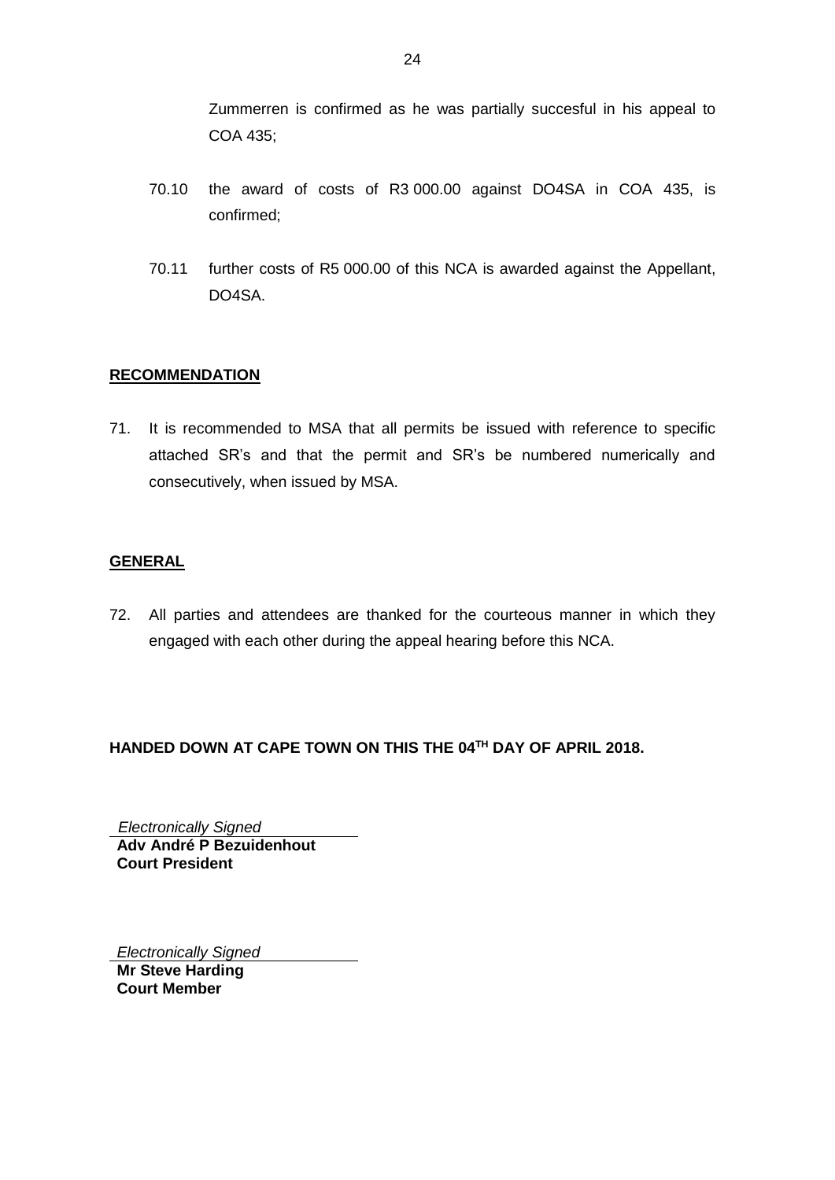Zummerren is confirmed as he was partially succesful in his appeal to COA 435;

70.10 the award of costs of R3 000.00 against DO4SA in COA 435, is confirmed;

70.11 further costs of R5 000.00 of this NCA is awarded against the Appellant, DO4SA.

**RECOMMENDATION**

71. It is recommended to MSA that all permits be issued with reference to specific attached SR's and that the permit and SR's be numbered numerically and consecutively, when issued by MSA.

**GENERAL**

72. All parties and attendees are thanked for the courteous manner in which they engaged with each other during the appeal hearing before this NCA.

**HANDED DOWN AT CAPE TOWN ON THIS THE 04TH DAY OF APRIL 2018.**

*Electronically Signed*
**Adv André P Bezuidenhout**
**Court President**

*Electronically Signed*
**Mr Steve Harding**
**Court Member**